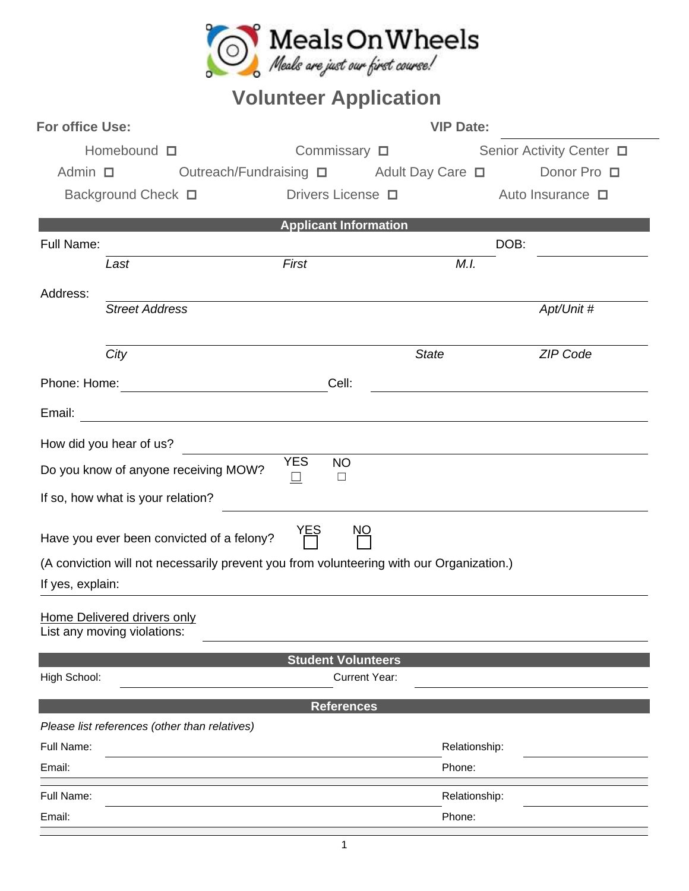MealsOnWheels

*Meals are just our first course!*

# Volunteer Application

**For office Use:** **VIP Date:** ______________

Homebound ☐ Commissary ☐ Senior Activity Center ☐

Admin ☐ Outreach/Fundraising ☐ Adult Day Care ☐ Donor Pro ☐

Background Check ☐ Drivers License ☐ Auto Insurance ☐

## Applicant Information

Full Name: ______________________________ DOB: ______________

*Last* *First* *M.I.*

Address: ______________________________

*Street Address* *Apt/Unit #*

______________________________

*City* *State* *ZIP Code*

Phone: Home: ______________ Cell: ______________

Email: ______________________________

How did you hear of us? ______________________________

Do you know of anyone receiving MOW? YES ☐ NO ☐

If so, how what is your relation? ______________________________

Have you ever been convicted of a felony? YES ☐ NO ☐

(A conviction will not necessarily prevent you from volunteering with our Organization.)

If yes, explain: ______________________________

Home Delivered drivers only

List any moving violations: ______________________________

## Student Volunteers

High School: ______________ Current Year: ______________

## References

*Please list references (other than relatives)*

Full Name: ______________________________ Relationship: ______________

Email: ______________________________ Phone: ______________

Full Name: ______________________________ Relationship: ______________

Email: ______________________________ Phone: ______________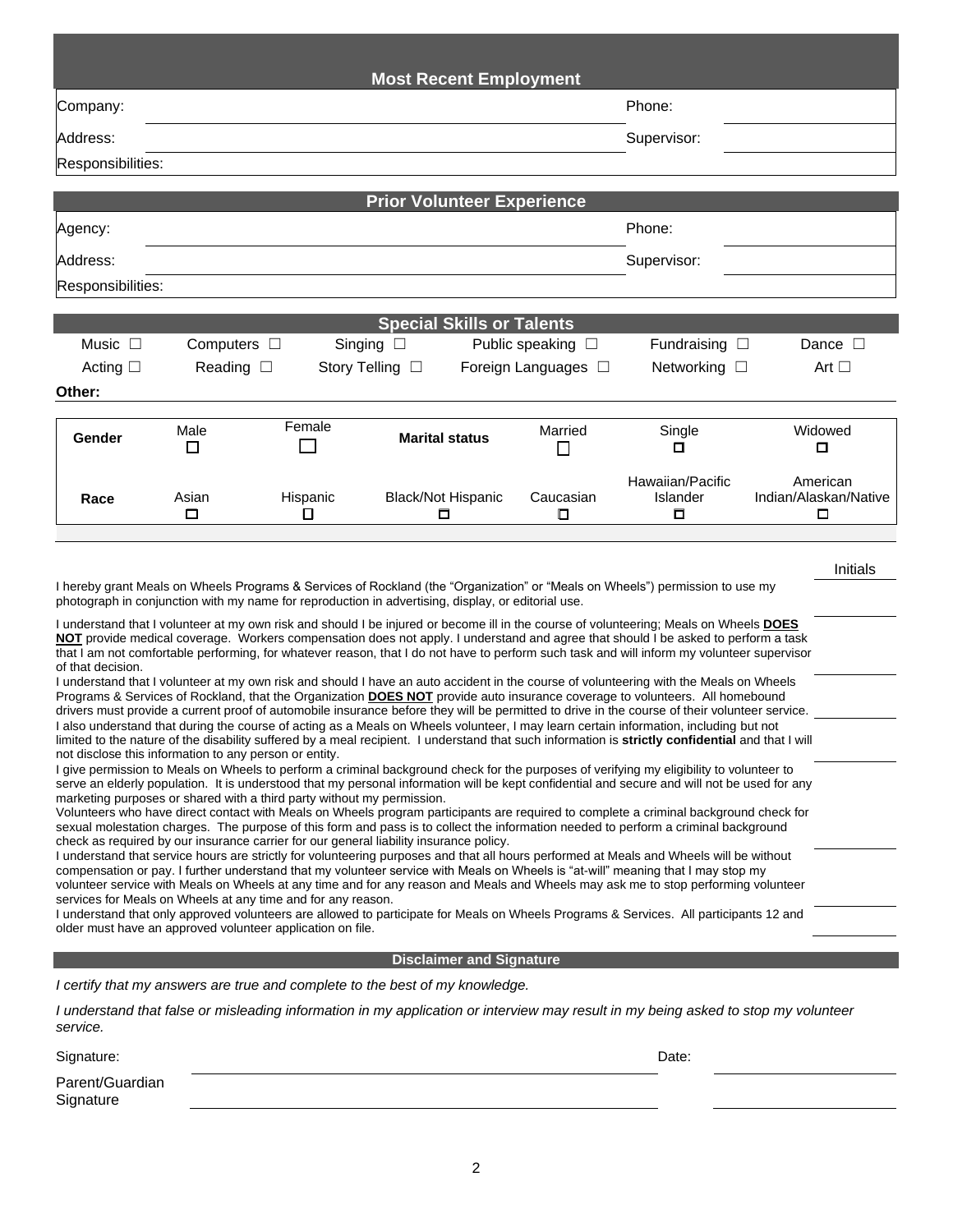## Most Recent Employment

| | |
|---|---|
| Company: | Phone: |
| Address: | Supervisor: |
| Responsibilities: | |

## Prior Volunteer Experience

| | |
|---|---|
| Agency: | Phone: |
| Address: | Supervisor: |
| Responsibilities: | |

## Special Skills or Talents

| | | | | | |
|---|---|---|---|---|---|
| Music ☐ | Computers ☐ | Singing ☐ | Public speaking ☐ | Fundraising ☐ | Dance ☐ |
| Acting ☐ | Reading ☐ | Story Telling ☐ | Foreign Languages ☐ | Networking ☐ | Art ☐ |

**Other:**

| | | | | | | |
|---|---|---|---|---|---|---|
| **Gender** | Male ☐ | Female ☐ | **Marital status** | Married ☐ | Single ☐ | Widowed ☐ |
| **Race** | Asian ☐ | Hispanic ☐ | Black/Not Hispanic ☐ | Caucasian ☐ | Hawaiian/Pacific Islander ☐ | American Indian/Alaskan/Native ☐ |

| | Initials |
|---|---|
| I hereby grant Meals on Wheels Programs & Services of Rockland (the "Organization" or "Meals on Wheels") permission to use my photograph in conjunction with my name for reproduction in advertising, display, or editorial use. | |
| I understand that I volunteer at my own risk and should I be injured or become ill in the course of volunteering; Meals on Wheels **DOES NOT** provide medical coverage. Workers compensation does not apply. I understand and agree that should I be asked to perform a task that I am not comfortable performing, for whatever reason, that I do not have to perform such task and will inform my volunteer supervisor of that decision. | |
| I understand that I volunteer at my own risk and should I have an auto accident in the course of volunteering with the Meals on Wheels Programs & Services of Rockland, that the Organization **DOES NOT** provide auto insurance coverage to volunteers. All homebound drivers must provide a current proof of automobile insurance before they will be permitted to drive in the course of their volunteer service. | |
| I also understand that during the course of acting as a Meals on Wheels volunteer, I may learn certain information, including but not limited to the nature of the disability suffered by a meal recipient. I understand that such information is **strictly confidential** and that I will not disclose this information to any person or entity. | |
| I give permission to Meals on Wheels to perform a criminal background check for the purposes of verifying my eligibility to volunteer to serve an elderly population. It is understood that my personal information will be kept confidential and secure and will not be used for any marketing purposes or shared with a third party without my permission. Volunteers who have direct contact with Meals on Wheels program participants are required to complete a criminal background check for sexual molestation charges. The purpose of this form and pass is to collect the information needed to perform a criminal background check as required by our insurance carrier for our general liability insurance policy. | |
| I understand that service hours are strictly for volunteering purposes and that all hours performed at Meals and Wheels will be without compensation or pay. I further understand that my volunteer service with Meals on Wheels is "at-will" meaning that I may stop my volunteer service with Meals on Wheels at any time and for any reason and Meals and Wheels may ask me to stop performing volunteer services for Meals on Wheels at any time and for any reason. | |
| I understand that only approved volunteers are allowed to participate for Meals on Wheels Programs & Services. All participants 12 and older must have an approved volunteer application on file. | |

## Disclaimer and Signature

*I certify that my answers are true and complete to the best of my knowledge.*

*I understand that false or misleading information in my application or interview may result in my being asked to stop my volunteer service.*

| | | | |
|---|---|---|---|
| Signature: | | Date: | |
| Parent/Guardian Signature | | | |